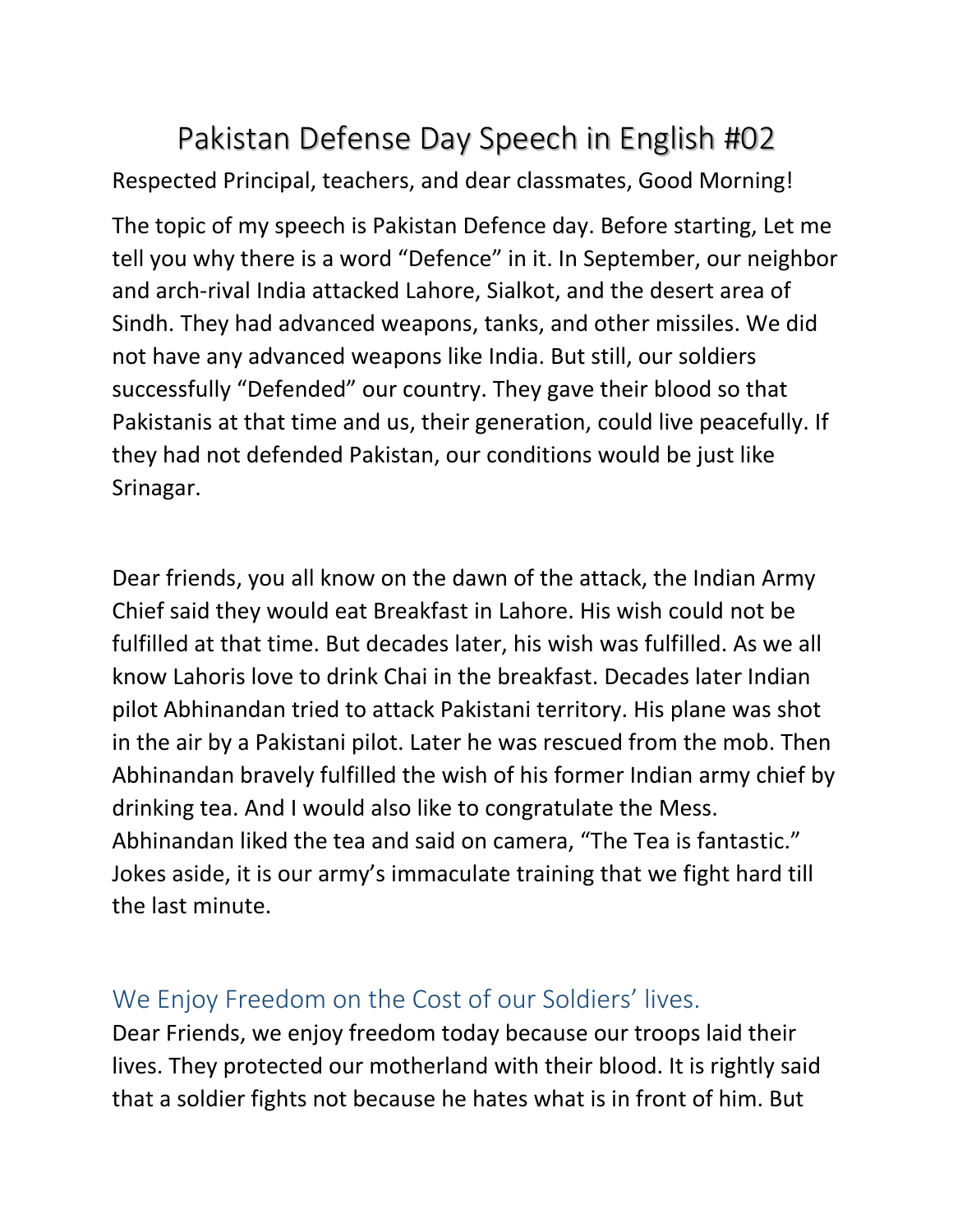# Pakistan Defense Day Speech in English #02

Respected Principal, teachers, and dear classmates, Good Morning!

The topic of my speech is Pakistan Defence day. Before starting, Let me tell you why there is a word "Defence" in it. In September, our neighbor and arch-rival India attacked Lahore, Sialkot, and the desert area of Sindh. They had advanced weapons, tanks, and other missiles. We did not have any advanced weapons like India. But still, our soldiers successfully "Defended" our country. They gave their blood so that Pakistanis at that time and us, their generation, could live peacefully. If they had not defended Pakistan, our conditions would be just like Srinagar.

Dear friends, you all know on the dawn of the attack, the Indian Army Chief said they would eat Breakfast in Lahore. His wish could not be fulfilled at that time. But decades later, his wish was fulfilled. As we all know Lahoris love to drink Chai in the breakfast. Decades later Indian pilot Abhinandan tried to attack Pakistani territory. His plane was shot in the air by a Pakistani pilot. Later he was rescued from the mob. Then Abhinandan bravely fulfilled the wish of his former Indian army chief by drinking tea. And I would also like to congratulate the Mess. Abhinandan liked the tea and said on camera, "The Tea is fantastic." Jokes aside, it is our army's immaculate training that we fight hard till the last minute.

## We Enjoy Freedom on the Cost of our Soldiers' lives.

Dear Friends, we enjoy freedom today because our troops laid their lives. They protected our motherland with their blood. It is rightly said that a soldier fights not because he hates what is in front of him. But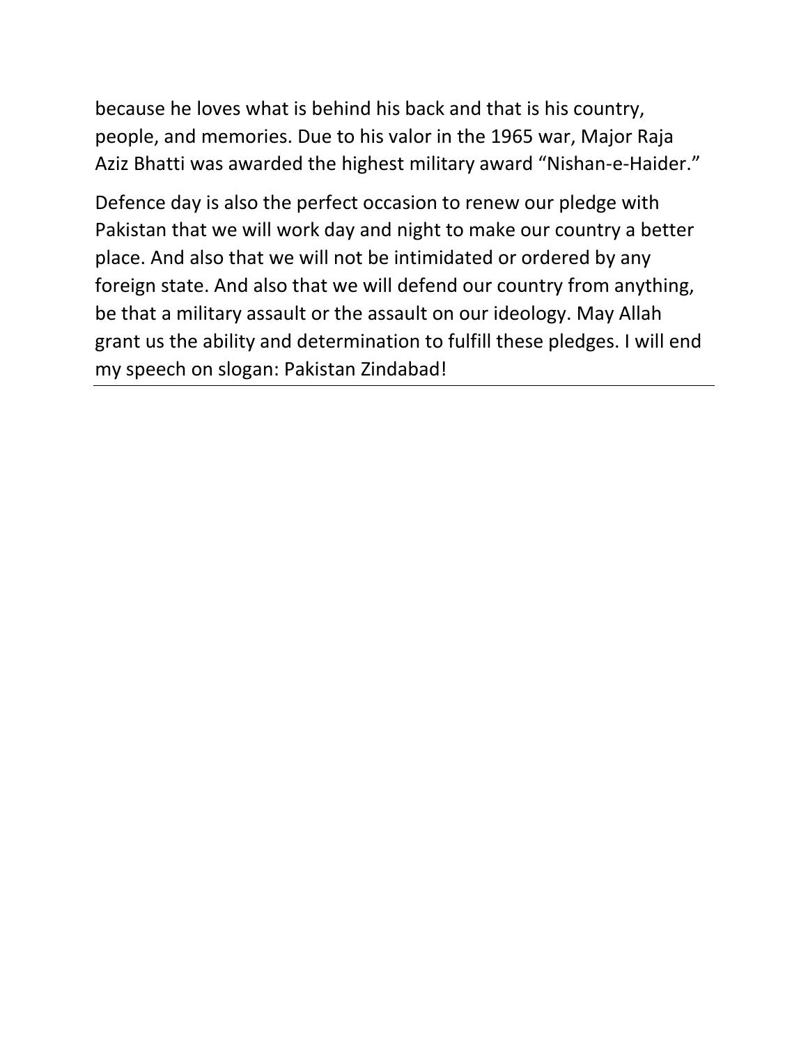because he loves what is behind his back and that is his country, people, and memories. Due to his valor in the 1965 war, Major Raja Aziz Bhatti was awarded the highest military award “Nishan-e-Haider.”

Defence day is also the perfect occasion to renew our pledge with Pakistan that we will work day and night to make our country a better place. And also that we will not be intimidated or ordered by any foreign state. And also that we will defend our country from anything, be that a military assault or the assault on our ideology. May Allah grant us the ability and determination to fulfill these pledges. I will end my speech on slogan: Pakistan Zindabad!

---